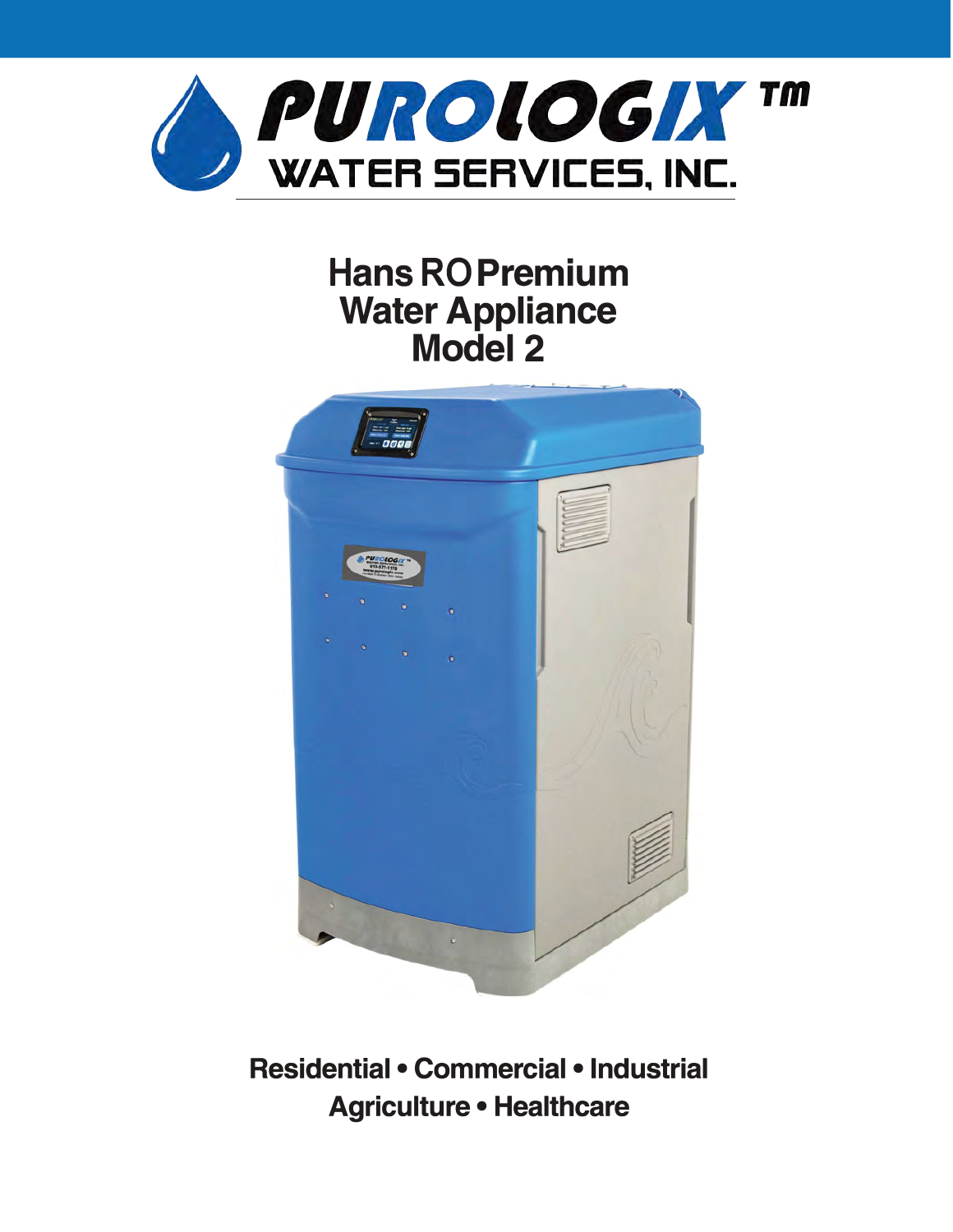PUROLOGIX™

WATER SERVICES, INC.

# Hans RO Premium Water Appliance Model 2

**Residential • Commercial • Industrial**
**Agriculture • Healthcare**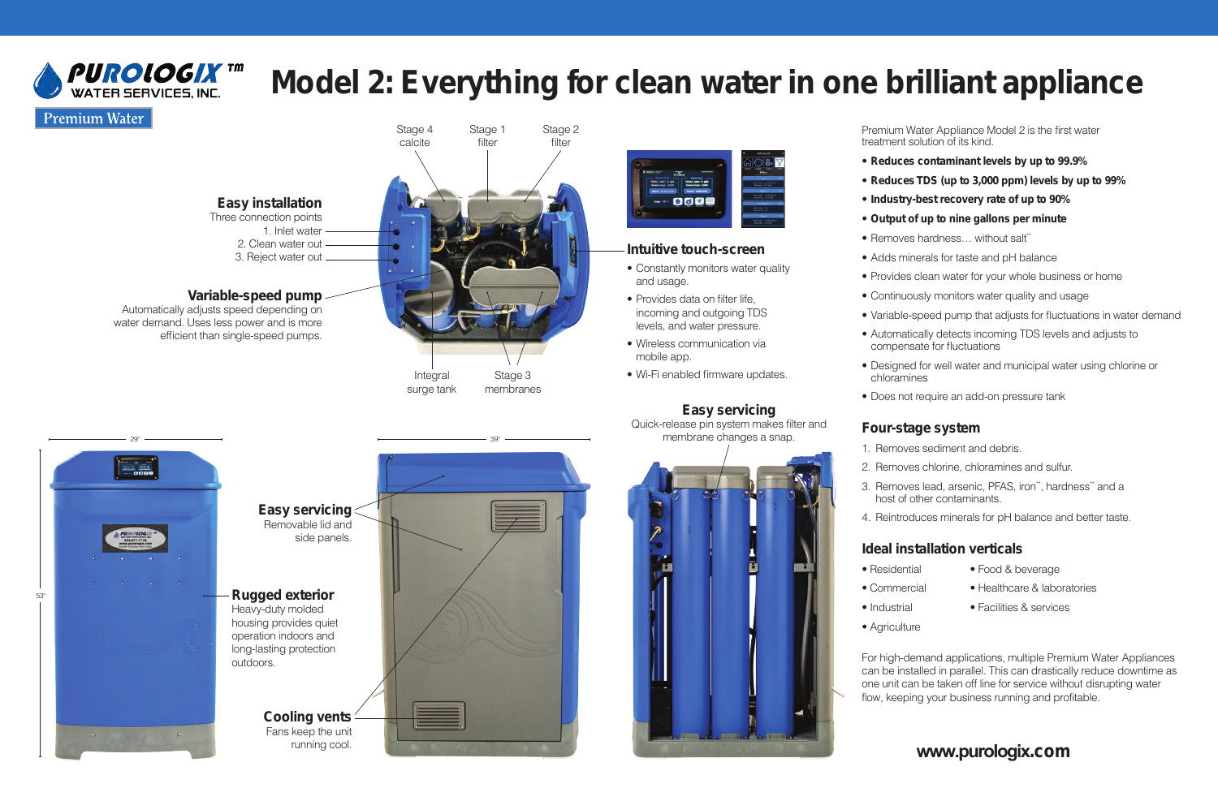PUROLOGIX™ WATER SERVICES, INC.

Premium Water

# Model 2: Everything for clean water in one brilliant appliance

Stage 4 calcite

Stage 1 filter

Stage 2 filter

### Easy installation

Three connection points

1. Inlet water
2. Clean water out
3. Reject water out

### Variable-speed pump

Automatically adjusts speed depending on water demand. Uses less power and is more efficient than single-speed pumps.

Integral surge tank

Stage 3 membranes

### Intuitive touch-screen

- Constantly monitors water quality and usage.
- Provides data on filter life, incoming and outgoing TDS levels, and water pressure.
- Wireless communication via mobile app.
- Wi-Fi enabled firmware updates.

### Easy servicing

Quick-release pin system makes filter and membrane changes a snap.

29"

53"

39"

### Easy servicing

Removable lid and side panels.

### Rugged exterior

Heavy-duty molded housing provides quiet operation indoors and long-lasting protection outdoors.

### Cooling vents

Fans keep the unit running cool.

Premium Water Appliance Model 2 is the first water treatment solution of its kind.

- **Reduces contaminant levels by up to 99.9%**
- **Reduces TDS (up to 3,000 ppm) levels by up to 99%**
- **Industry-best recovery rate of up to 90%**
- **Output of up to nine gallons per minute**
- Removes hardness… without salt**
- Adds minerals for taste and pH balance
- Provides clean water for your whole business or home
- Continuously monitors water quality and usage
- Variable-speed pump that adjusts for fluctuations in water demand
- Automatically detects incoming TDS levels and adjusts to compensate for fluctuations
- Designed for well water and municipal water using chlorine or chloramines
- Does not require an add-on pressure tank

### Four-stage system

1. Removes sediment and debris.
2. Removes chlorine, chloramines and sulfur.
3. Removes lead, arsenic, PFAS, iron**, hardness** and a host of other contaminants.
4. Reintroduces minerals for pH balance and better taste.

### Ideal installation verticals

- Residential
- Commercial
- Industrial
- Agriculture
- Food & beverage
- Healthcare & laboratories
- Facilities & services

For high-demand applications, multiple Premium Water Appliances can be installed in parallel. This can drastically reduce downtime as one unit can be taken off line for service without disrupting water flow, keeping your business running and profitable.

**www.purologix.com**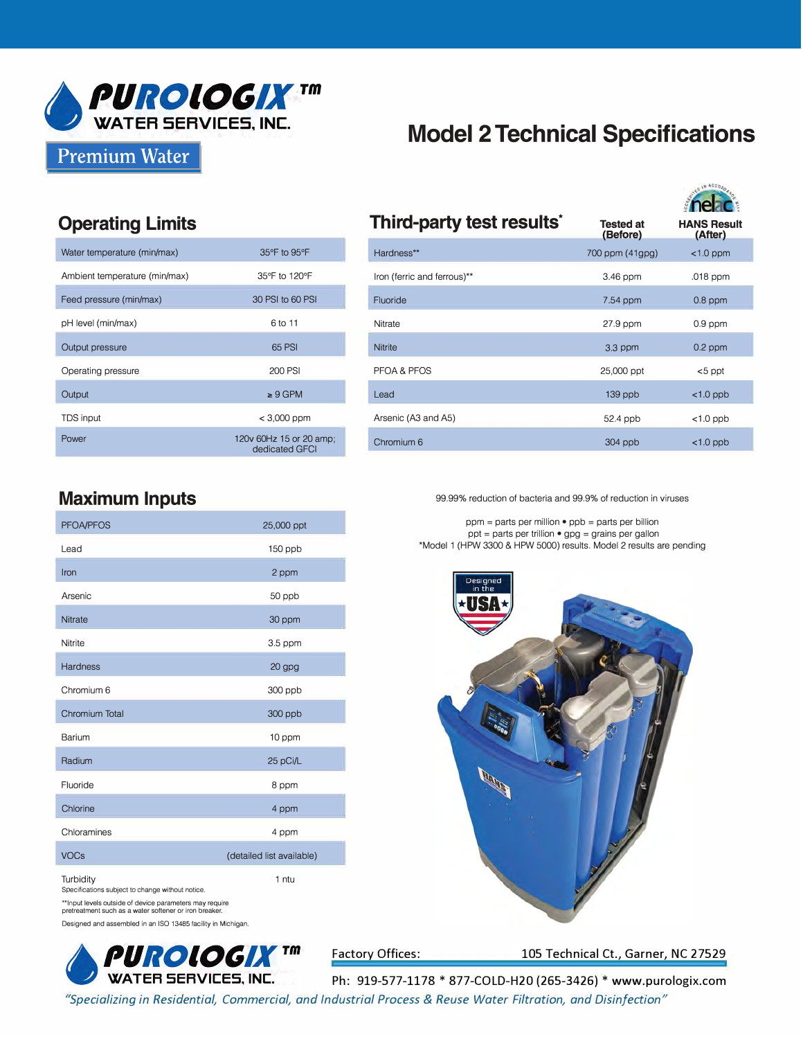**PUROLOGIX™ WATER SERVICES, INC.**

Premium Water

# Model 2 Technical Specifications

## Operating Limits

| | |
|---|---|
| Water temperature (min/max) | 35°F to 95°F |
| Ambient temperature (min/max) | 35°F to 120°F |
| Feed pressure (min/max) | 30 PSI to 60 PSI |
| pH level (min/max) | 6 to 11 |
| Output pressure | 65 PSI |
| Operating pressure | 200 PSI |
| Output | ≥ 9 GPM |
| TDS input | < 3,000 ppm |
| Power | 120v 60Hz 15 or 20 amp; dedicated GFCI |

## Third-party test results*

| | Tested at (Before) | HANS Result (After) |
|---|---|---|
| Hardness** | 700 ppm (41gpg) | <1.0 ppm |
| Iron (ferric and ferrous)** | 3.46 ppm | .018 ppm |
| Fluoride | 7.54 ppm | 0.8 ppm |
| Nitrate | 27.9 ppm | 0.9 ppm |
| Nitrite | 3.3 ppm | 0.2 ppm |
| PFOA & PFOS | 25,000 ppt | <5 ppt |
| Lead | 139 ppb | <1.0 ppb |
| Arsenic (A3 and A5) | 52.4 ppb | <1.0 ppb |
| Chromium 6 | 304 ppb | <1.0 ppb |

99.99% reduction of bacteria and 99.9% of reduction in viruses

ppm = parts per million • ppb = parts per billion
ppt = parts per trillion • gpg = grains per gallon
*Model 1 (HPW 3300 & HPW 5000) results. Model 2 results are pending

## Maximum Inputs

| | |
|---|---|
| PFOA/PFOS | 25,000 ppt |
| Lead | 150 ppb |
| Iron | 2 ppm |
| Arsenic | 50 ppb |
| Nitrate | 30 ppm |
| Nitrite | 3.5 ppm |
| Hardness | 20 gpg |
| Chromium 6 | 300 ppb |
| Chromium Total | 300 ppb |
| Barium | 10 ppm |
| Radium | 25 pCi/L |
| Fluoride | 8 ppm |
| Chlorine | 4 ppm |
| Chloramines | 4 ppm |
| VOCs | (detailed list available) |
| Turbidity | 1 ntu |

Specifications subject to change without notice.

**Input levels outside of device parameters may require pretreatment such as a water softener or iron breaker.

Designed and assembled in an ISO 13485 facility in Michigan.

Designed in the USA

**PUROLOGIX™ WATER SERVICES, INC.**

Factory Offices: 105 Technical Ct., Garner, NC 27529

Ph: 919-577-1178 * 877-COLD-H2O (265-3426) * www.purologix.com

*"Specializing in Residential, Commercial, and Industrial Process & Reuse Water Filtration, and Disinfection"*